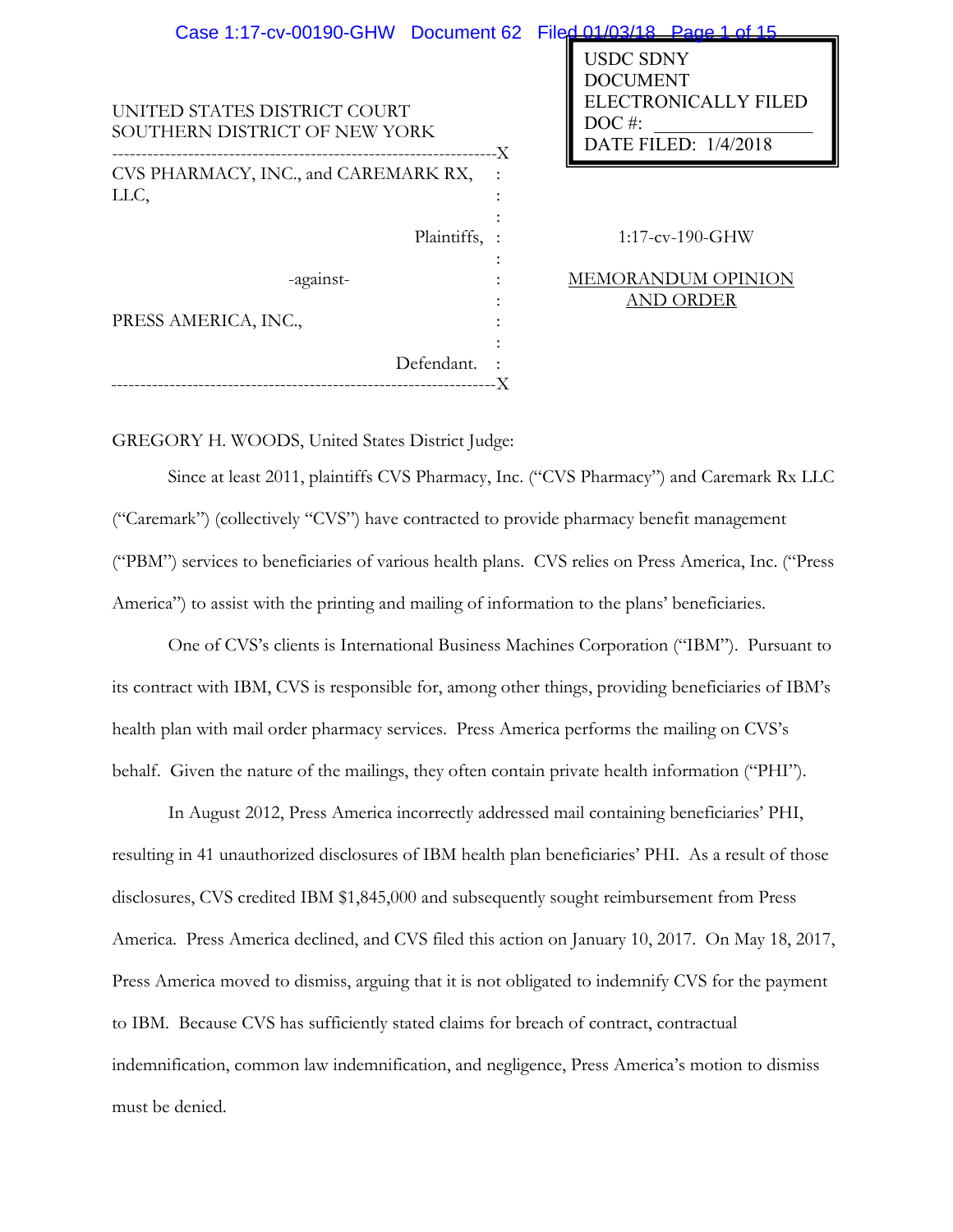USDC SDNY
DOCUMENT
ELECTRONICALLY FILED
DOC #: _______________
DATE FILED: 1/4/2018

UNITED STATES DISTRICT COURT
SOUTHERN DISTRICT OF NEW YORK

| | | |
|---|---|---|
| CVS PHARMACY, INC., and CAREMARK RX, LLC, Plaintiffs, | : | 1:17-cv-190-GHW |
| -against- | : | MEMORANDUM OPINION AND ORDER |
| PRESS AMERICA, INC., Defendant. | : | |

GREGORY H. WOODS, United States District Judge:

Since at least 2011, plaintiffs CVS Pharmacy, Inc. ("CVS Pharmacy") and Caremark Rx LLC ("Caremark") (collectively "CVS") have contracted to provide pharmacy benefit management ("PBM") services to beneficiaries of various health plans. CVS relies on Press America, Inc. ("Press America") to assist with the printing and mailing of information to the plans' beneficiaries.

One of CVS's clients is International Business Machines Corporation ("IBM"). Pursuant to its contract with IBM, CVS is responsible for, among other things, providing beneficiaries of IBM's health plan with mail order pharmacy services. Press America performs the mailing on CVS's behalf. Given the nature of the mailings, they often contain private health information ("PHI").

In August 2012, Press America incorrectly addressed mail containing beneficiaries' PHI, resulting in 41 unauthorized disclosures of IBM health plan beneficiaries' PHI. As a result of those disclosures, CVS credited IBM $1,845,000 and subsequently sought reimbursement from Press America. Press America declined, and CVS filed this action on January 10, 2017. On May 18, 2017, Press America moved to dismiss, arguing that it is not obligated to indemnify CVS for the payment to IBM. Because CVS has sufficiently stated claims for breach of contract, contractual indemnification, common law indemnification, and negligence, Press America's motion to dismiss must be denied.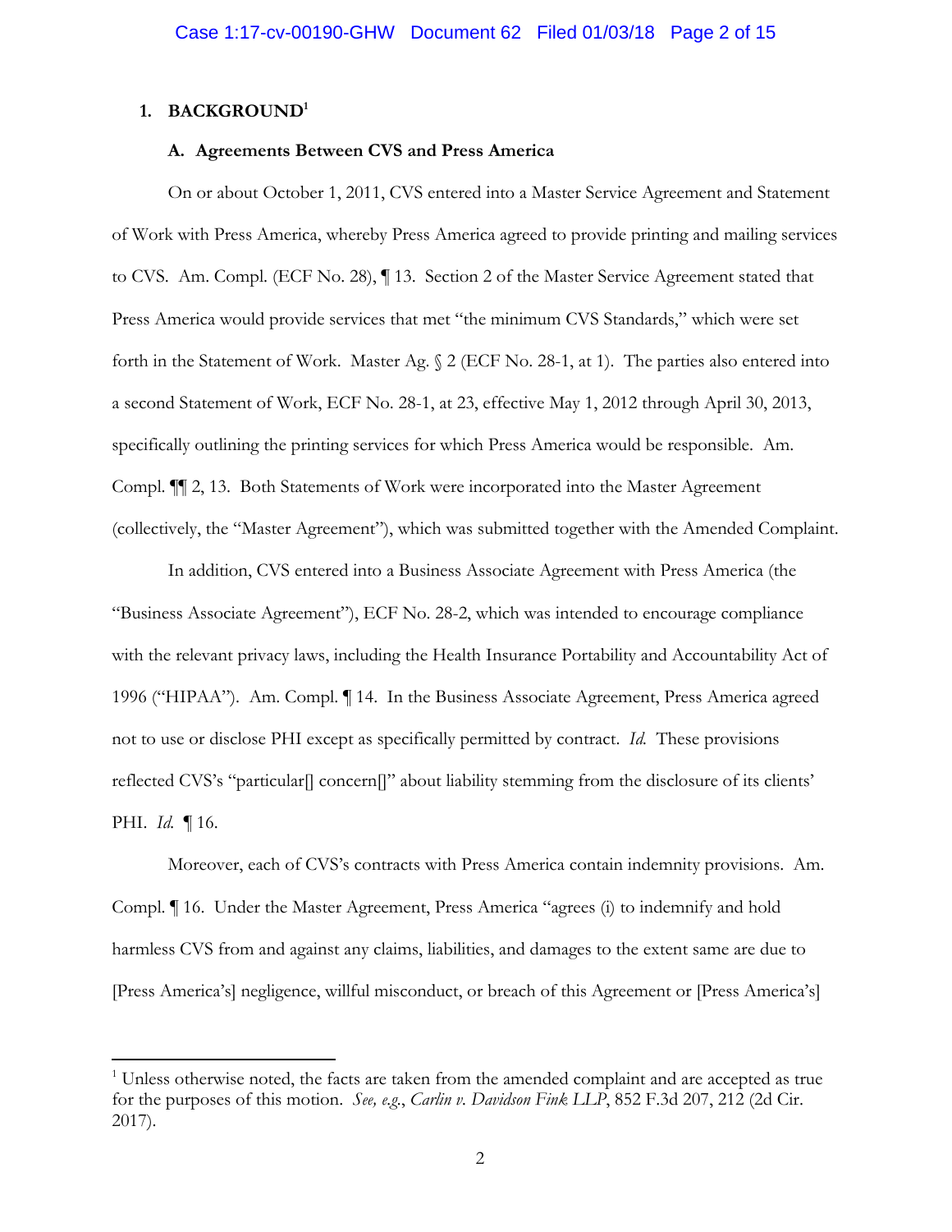## 1. BACKGROUND[1]

### A. Agreements Between CVS and Press America

On or about October 1, 2011, CVS entered into a Master Service Agreement and Statement of Work with Press America, whereby Press America agreed to provide printing and mailing services to CVS. Am. Compl. (ECF No. 28), ¶ 13. Section 2 of the Master Service Agreement stated that Press America would provide services that met "the minimum CVS Standards," which were set forth in the Statement of Work. Master Ag. § 2 (ECF No. 28-1, at 1). The parties also entered into a second Statement of Work, ECF No. 28-1, at 23, effective May 1, 2012 through April 30, 2013, specifically outlining the printing services for which Press America would be responsible. Am. Compl. ¶¶ 2, 13. Both Statements of Work were incorporated into the Master Agreement (collectively, the "Master Agreement"), which was submitted together with the Amended Complaint.

In addition, CVS entered into a Business Associate Agreement with Press America (the "Business Associate Agreement"), ECF No. 28-2, which was intended to encourage compliance with the relevant privacy laws, including the Health Insurance Portability and Accountability Act of 1996 ("HIPAA"). Am. Compl. ¶ 14. In the Business Associate Agreement, Press America agreed not to use or disclose PHI except as specifically permitted by contract. *Id.* These provisions reflected CVS's "particular[] concern[]" about liability stemming from the disclosure of its clients' PHI. *Id.* ¶ 16.

Moreover, each of CVS's contracts with Press America contain indemnity provisions. Am. Compl. ¶ 16. Under the Master Agreement, Press America "agrees (i) to indemnify and hold harmless CVS from and against any claims, liabilities, and damages to the extent same are due to [Press America's] negligence, willful misconduct, or breach of this Agreement or [Press America's]

---

[1] Unless otherwise noted, the facts are taken from the amended complaint and are accepted as true for the purposes of this motion. *See, e.g.*, *Carlin v. Davidson Fink LLP*, 852 F.3d 207, 212 (2d Cir. 2017).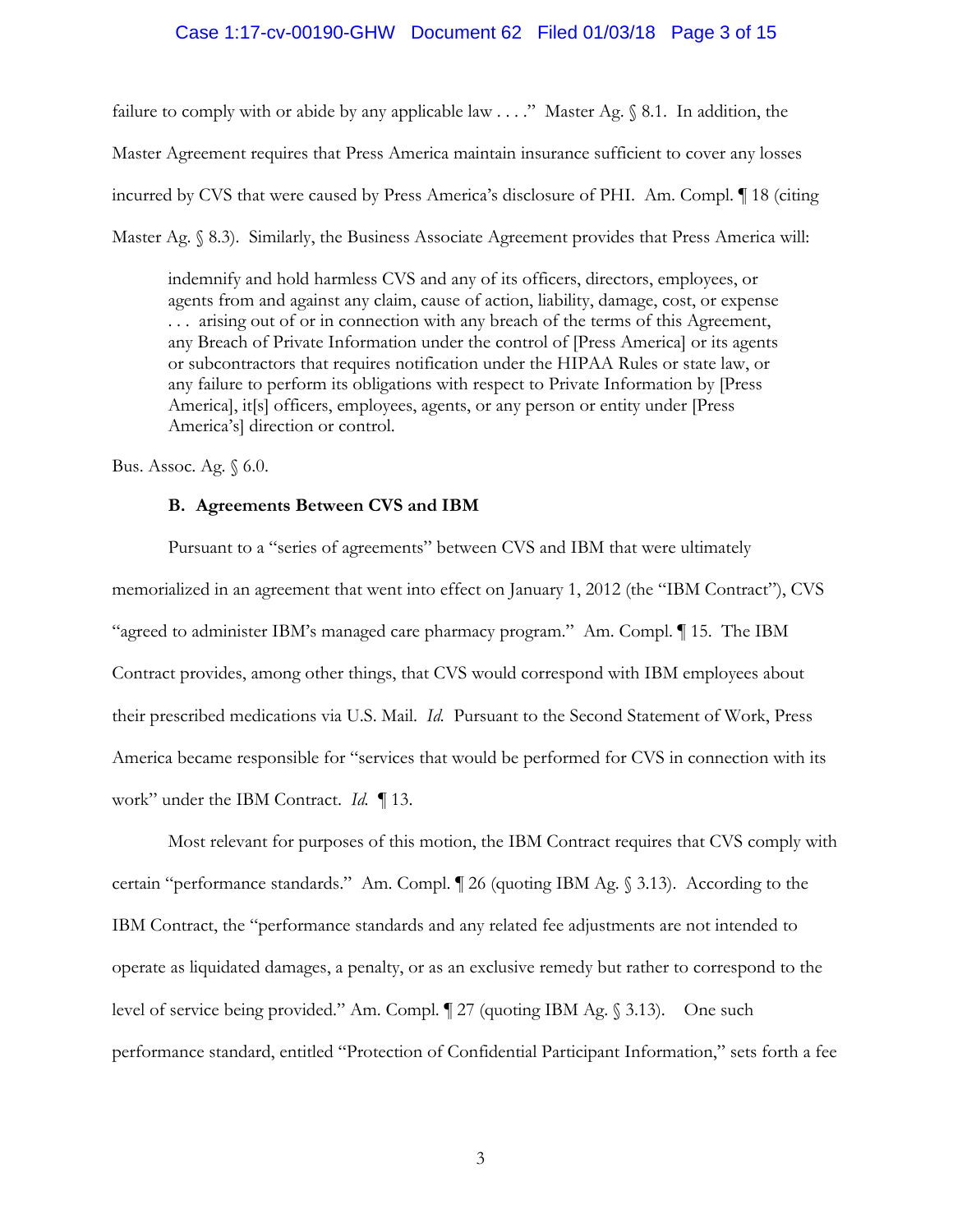failure to comply with or abide by any applicable law . . . ." Master Ag. § 8.1. In addition, the Master Agreement requires that Press America maintain insurance sufficient to cover any losses incurred by CVS that were caused by Press America's disclosure of PHI. Am. Compl. ¶ 18 (citing Master Ag. § 8.3). Similarly, the Business Associate Agreement provides that Press America will:

> indemnify and hold harmless CVS and any of its officers, directors, employees, or agents from and against any claim, cause of action, liability, damage, cost, or expense . . . arising out of or in connection with any breach of the terms of this Agreement, any Breach of Private Information under the control of [Press America] or its agents or subcontractors that requires notification under the HIPAA Rules or state law, or any failure to perform its obligations with respect to Private Information by [Press America], it[s] officers, employees, agents, or any person or entity under [Press America's] direction or control.

Bus. Assoc. Ag. § 6.0.

### B. Agreements Between CVS and IBM

Pursuant to a "series of agreements" between CVS and IBM that were ultimately memorialized in an agreement that went into effect on January 1, 2012 (the "IBM Contract"), CVS "agreed to administer IBM's managed care pharmacy program." Am. Compl. ¶ 15. The IBM Contract provides, among other things, that CVS would correspond with IBM employees about their prescribed medications via U.S. Mail. *Id.* Pursuant to the Second Statement of Work, Press America became responsible for "services that would be performed for CVS in connection with its work" under the IBM Contract. *Id.* ¶ 13.

Most relevant for purposes of this motion, the IBM Contract requires that CVS comply with certain "performance standards." Am. Compl. ¶ 26 (quoting IBM Ag. § 3.13). According to the IBM Contract, the "performance standards and any related fee adjustments are not intended to operate as liquidated damages, a penalty, or as an exclusive remedy but rather to correspond to the level of service being provided." Am. Compl. ¶ 27 (quoting IBM Ag. § 3.13). One such performance standard, entitled "Protection of Confidential Participant Information," sets forth a fee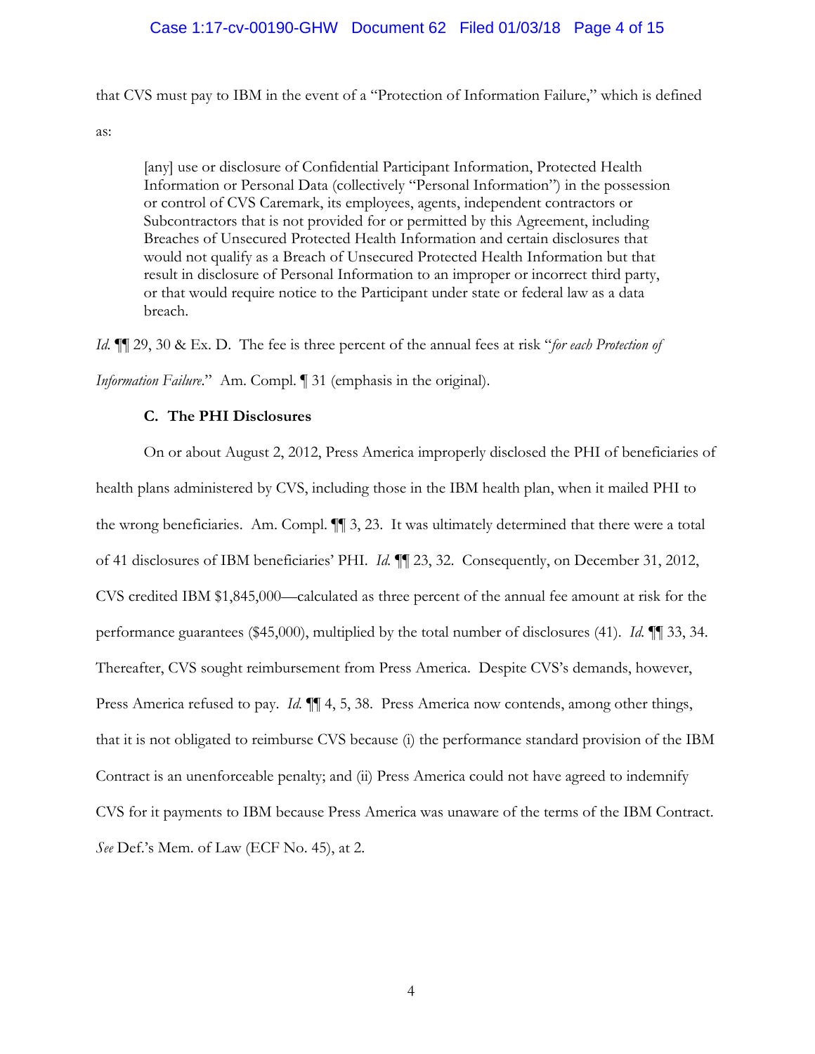that CVS must pay to IBM in the event of a "Protection of Information Failure," which is defined as:

> [any] use or disclosure of Confidential Participant Information, Protected Health Information or Personal Data (collectively "Personal Information") in the possession or control of CVS Caremark, its employees, agents, independent contractors or Subcontractors that is not provided for or permitted by this Agreement, including Breaches of Unsecured Protected Health Information and certain disclosures that would not qualify as a Breach of Unsecured Protected Health Information but that result in disclosure of Personal Information to an improper or incorrect third party, or that would require notice to the Participant under state or federal law as a data breach.

*Id.* ¶¶ 29, 30 & Ex. D. The fee is three percent of the annual fees at risk "*for each Protection of Information Failure*." Am. Compl. ¶ 31 (emphasis in the original).

### C. The PHI Disclosures

On or about August 2, 2012, Press America improperly disclosed the PHI of beneficiaries of health plans administered by CVS, including those in the IBM health plan, when it mailed PHI to the wrong beneficiaries. Am. Compl. ¶¶ 3, 23. It was ultimately determined that there were a total of 41 disclosures of IBM beneficiaries' PHI. *Id.* ¶¶ 23, 32. Consequently, on December 31, 2012, CVS credited IBM $1,845,000—calculated as three percent of the annual fee amount at risk for the performance guarantees ($45,000), multiplied by the total number of disclosures (41). *Id.* ¶¶ 33, 34. Thereafter, CVS sought reimbursement from Press America. Despite CVS's demands, however, Press America refused to pay. *Id.* ¶¶ 4, 5, 38. Press America now contends, among other things, that it is not obligated to reimburse CVS because (i) the performance standard provision of the IBM Contract is an unenforceable penalty; and (ii) Press America could not have agreed to indemnify CVS for it payments to IBM because Press America was unaware of the terms of the IBM Contract. *See* Def.'s Mem. of Law (ECF No. 45), at 2.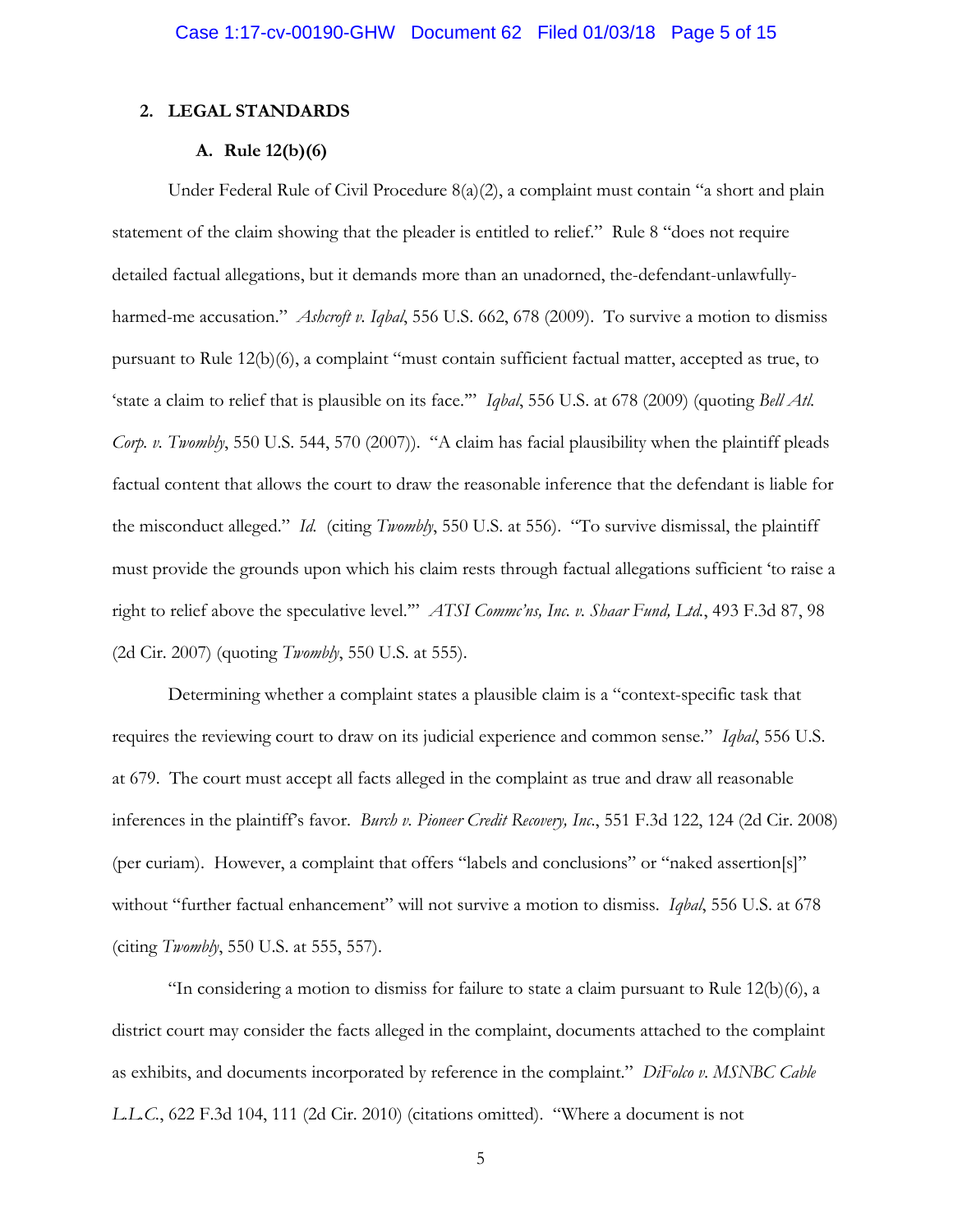## 2. LEGAL STANDARDS

### A. Rule 12(b)(6)

Under Federal Rule of Civil Procedure 8(a)(2), a complaint must contain "a short and plain statement of the claim showing that the pleader is entitled to relief." Rule 8 "does not require detailed factual allegations, but it demands more than an unadorned, the-defendant-unlawfully-harmed-me accusation." *Ashcroft v. Iqbal*, 556 U.S. 662, 678 (2009). To survive a motion to dismiss pursuant to Rule 12(b)(6), a complaint "must contain sufficient factual matter, accepted as true, to 'state a claim to relief that is plausible on its face.'" *Iqbal*, 556 U.S. at 678 (2009) (quoting *Bell Atl. Corp. v. Twombly*, 550 U.S. 544, 570 (2007)). "A claim has facial plausibility when the plaintiff pleads factual content that allows the court to draw the reasonable inference that the defendant is liable for the misconduct alleged." *Id.* (citing *Twombly*, 550 U.S. at 556). "To survive dismissal, the plaintiff must provide the grounds upon which his claim rests through factual allegations sufficient 'to raise a right to relief above the speculative level.'" *ATSI Commc'ns, Inc. v. Shaar Fund, Ltd.*, 493 F.3d 87, 98 (2d Cir. 2007) (quoting *Twombly*, 550 U.S. at 555).

Determining whether a complaint states a plausible claim is a "context-specific task that requires the reviewing court to draw on its judicial experience and common sense." *Iqbal*, 556 U.S. at 679. The court must accept all facts alleged in the complaint as true and draw all reasonable inferences in the plaintiff's favor. *Burch v. Pioneer Credit Recovery, Inc.*, 551 F.3d 122, 124 (2d Cir. 2008) (per curiam). However, a complaint that offers "labels and conclusions" or "naked assertion[s]" without "further factual enhancement" will not survive a motion to dismiss. *Iqbal*, 556 U.S. at 678 (citing *Twombly*, 550 U.S. at 555, 557).

"In considering a motion to dismiss for failure to state a claim pursuant to Rule 12(b)(6), a district court may consider the facts alleged in the complaint, documents attached to the complaint as exhibits, and documents incorporated by reference in the complaint." *DiFolco v. MSNBC Cable L.L.C.*, 622 F.3d 104, 111 (2d Cir. 2010) (citations omitted). "Where a document is not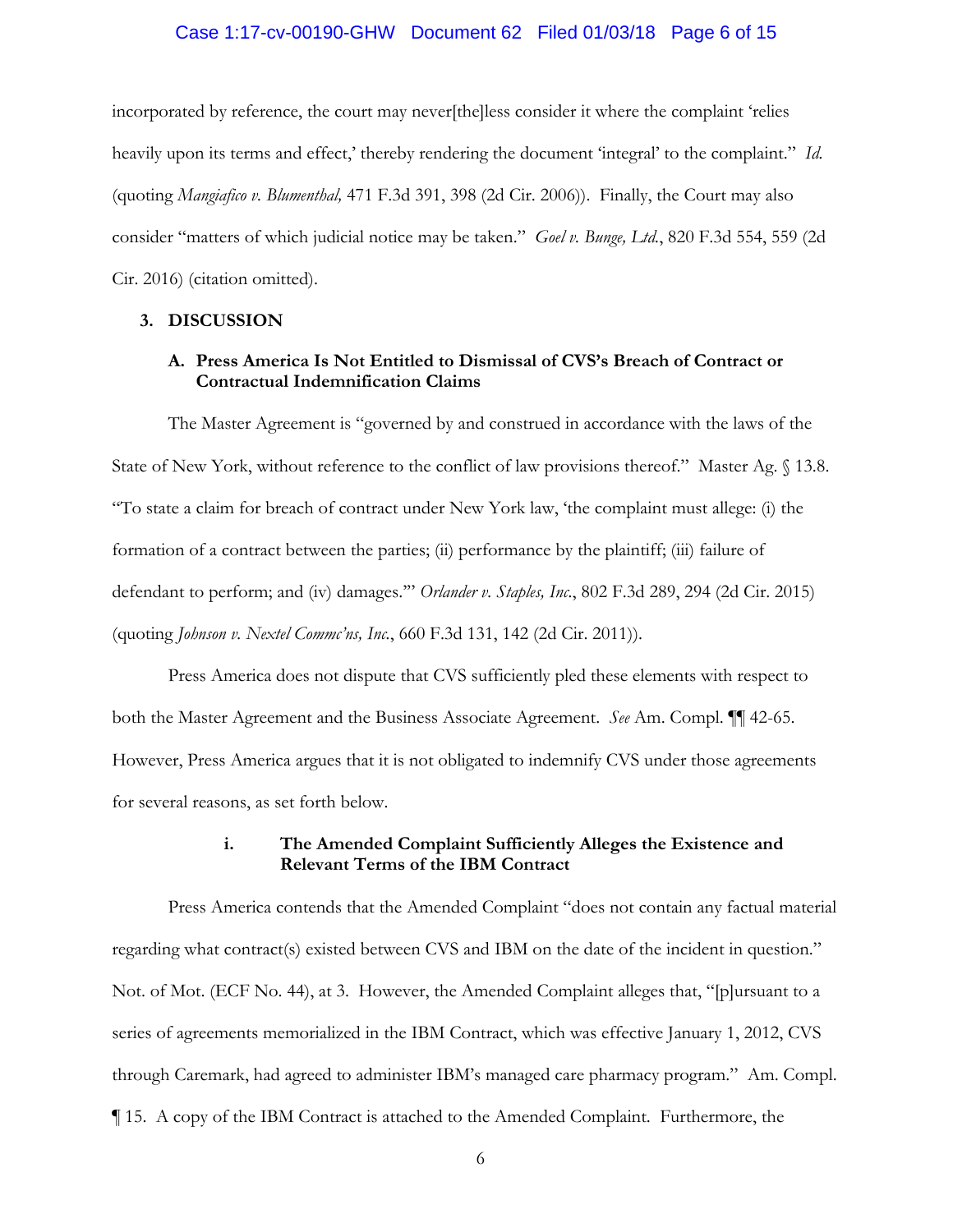incorporated by reference, the court may never[the]less consider it where the complaint 'relies heavily upon its terms and effect,' thereby rendering the document 'integral' to the complaint." *Id.* (quoting *Mangiafico v. Blumenthal,* 471 F.3d 391, 398 (2d Cir. 2006)). Finally, the Court may also consider "matters of which judicial notice may be taken." *Goel v. Bunge, Ltd.*, 820 F.3d 554, 559 (2d Cir. 2016) (citation omitted).

## 3. DISCUSSION

### A. Press America Is Not Entitled to Dismissal of CVS's Breach of Contract or Contractual Indemnification Claims

The Master Agreement is "governed by and construed in accordance with the laws of the State of New York, without reference to the conflict of law provisions thereof." Master Ag. § 13.8. "To state a claim for breach of contract under New York law, 'the complaint must allege: (i) the formation of a contract between the parties; (ii) performance by the plaintiff; (iii) failure of defendant to perform; and (iv) damages.'" *Orlander v. Staples, Inc.*, 802 F.3d 289, 294 (2d Cir. 2015) (quoting *Johnson v. Nextel Commc'ns, Inc.*, 660 F.3d 131, 142 (2d Cir. 2011)).

Press America does not dispute that CVS sufficiently pled these elements with respect to both the Master Agreement and the Business Associate Agreement. *See* Am. Compl. ¶¶ 42-65. However, Press America argues that it is not obligated to indemnify CVS under those agreements for several reasons, as set forth below.

#### i. The Amended Complaint Sufficiently Alleges the Existence and Relevant Terms of the IBM Contract

Press America contends that the Amended Complaint "does not contain any factual material regarding what contract(s) existed between CVS and IBM on the date of the incident in question." Not. of Mot. (ECF No. 44), at 3. However, the Amended Complaint alleges that, "[p]ursuant to a series of agreements memorialized in the IBM Contract, which was effective January 1, 2012, CVS through Caremark, had agreed to administer IBM's managed care pharmacy program." Am. Compl. ¶ 15. A copy of the IBM Contract is attached to the Amended Complaint. Furthermore, the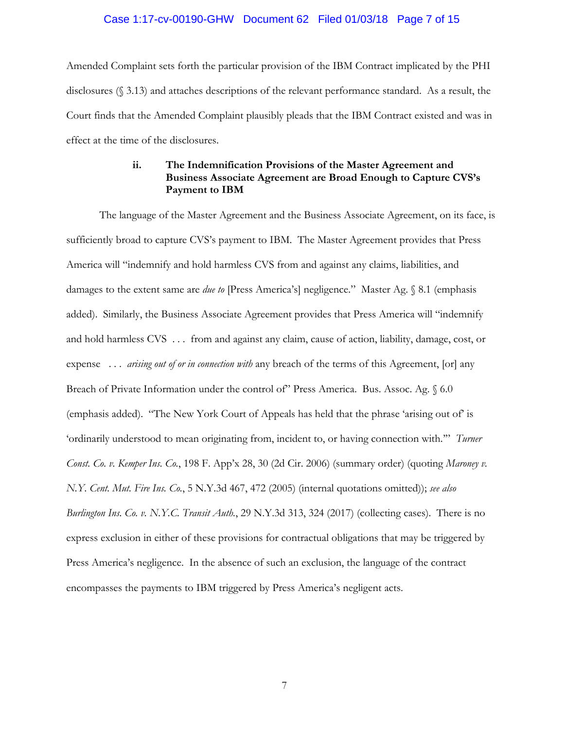Amended Complaint sets forth the particular provision of the IBM Contract implicated by the PHI disclosures (§ 3.13) and attaches descriptions of the relevant performance standard. As a result, the Court finds that the Amended Complaint plausibly pleads that the IBM Contract existed and was in effect at the time of the disclosures.

#### ii. The Indemnification Provisions of the Master Agreement and Business Associate Agreement are Broad Enough to Capture CVS's Payment to IBM

The language of the Master Agreement and the Business Associate Agreement, on its face, is sufficiently broad to capture CVS's payment to IBM. The Master Agreement provides that Press America will "indemnify and hold harmless CVS from and against any claims, liabilities, and damages to the extent same are *due to* [Press America's] negligence." Master Ag. § 8.1 (emphasis added). Similarly, the Business Associate Agreement provides that Press America will "indemnify and hold harmless CVS . . . from and against any claim, cause of action, liability, damage, cost, or expense . . . *arising out of or in connection with* any breach of the terms of this Agreement, [or] any Breach of Private Information under the control of" Press America. Bus. Assoc. Ag. § 6.0 (emphasis added). "The New York Court of Appeals has held that the phrase 'arising out of' is 'ordinarily understood to mean originating from, incident to, or having connection with.'" *Turner Const. Co. v. Kemper Ins. Co.*, 198 F. App'x 28, 30 (2d Cir. 2006) (summary order) (quoting *Maroney v. N.Y. Cent. Mut. Fire Ins. Co.*, 5 N.Y.3d 467, 472 (2005) (internal quotations omitted)); *see also Burlington Ins. Co. v. N.Y.C. Transit Auth.*, 29 N.Y.3d 313, 324 (2017) (collecting cases). There is no express exclusion in either of these provisions for contractual obligations that may be triggered by Press America's negligence. In the absence of such an exclusion, the language of the contract encompasses the payments to IBM triggered by Press America's negligent acts.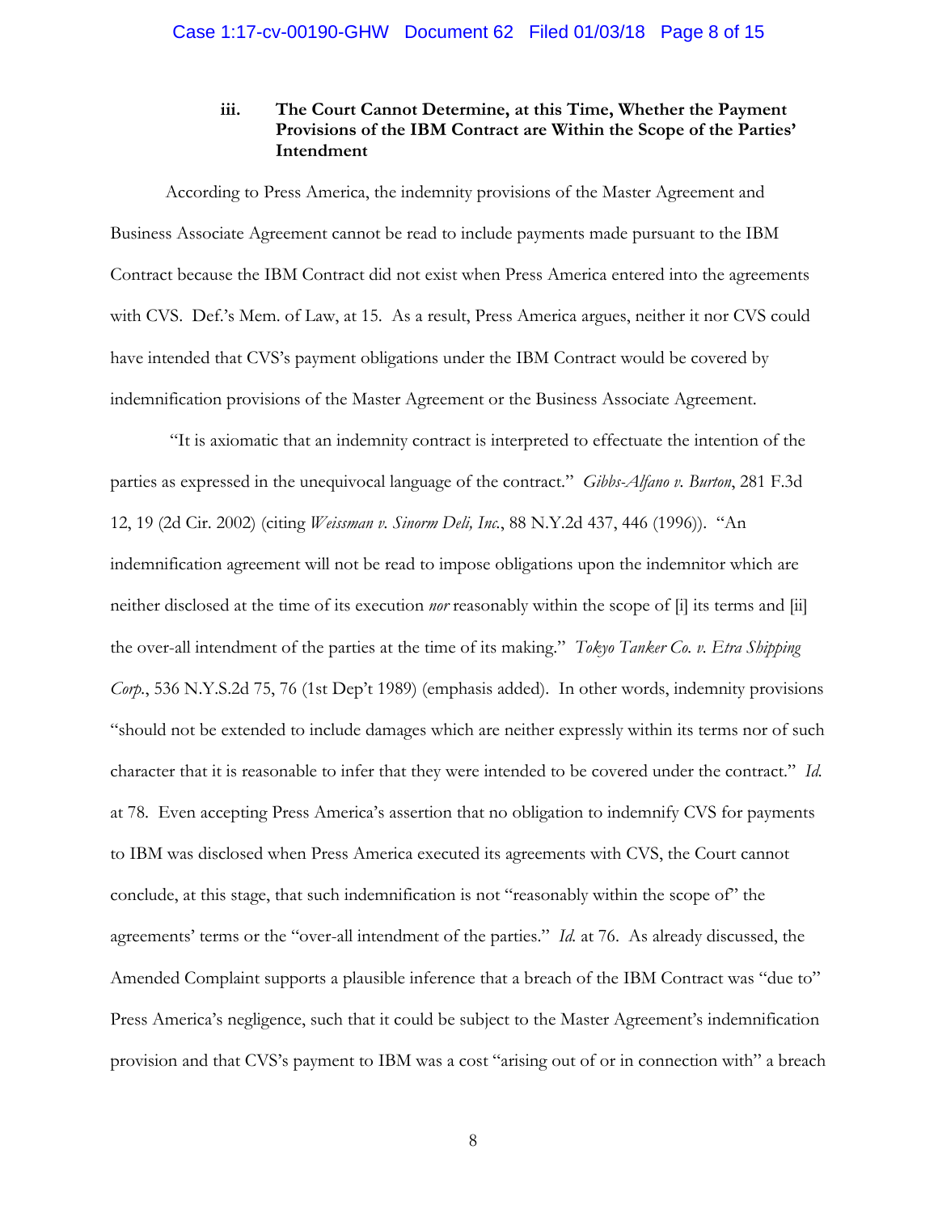### iii. The Court Cannot Determine, at this Time, Whether the Payment Provisions of the IBM Contract are Within the Scope of the Parties' Intendment

According to Press America, the indemnity provisions of the Master Agreement and Business Associate Agreement cannot be read to include payments made pursuant to the IBM Contract because the IBM Contract did not exist when Press America entered into the agreements with CVS. Def.'s Mem. of Law, at 15. As a result, Press America argues, neither it nor CVS could have intended that CVS's payment obligations under the IBM Contract would be covered by indemnification provisions of the Master Agreement or the Business Associate Agreement.

"It is axiomatic that an indemnity contract is interpreted to effectuate the intention of the parties as expressed in the unequivocal language of the contract." *Gibbs-Alfano v. Burton*, 281 F.3d 12, 19 (2d Cir. 2002) (citing *Weissman v. Sinorm Deli, Inc.*, 88 N.Y.2d 437, 446 (1996)). "An indemnification agreement will not be read to impose obligations upon the indemnitor which are neither disclosed at the time of its execution *nor* reasonably within the scope of [i] its terms and [ii] the over-all intendment of the parties at the time of its making." *Tokyo Tanker Co. v. Etra Shipping Corp.*, 536 N.Y.S.2d 75, 76 (1st Dep't 1989) (emphasis added). In other words, indemnity provisions "should not be extended to include damages which are neither expressly within its terms nor of such character that it is reasonable to infer that they were intended to be covered under the contract." *Id.* at 78. Even accepting Press America's assertion that no obligation to indemnify CVS for payments to IBM was disclosed when Press America executed its agreements with CVS, the Court cannot conclude, at this stage, that such indemnification is not "reasonably within the scope of" the agreements' terms or the "over-all intendment of the parties." *Id.* at 76. As already discussed, the Amended Complaint supports a plausible inference that a breach of the IBM Contract was "due to" Press America's negligence, such that it could be subject to the Master Agreement's indemnification provision and that CVS's payment to IBM was a cost "arising out of or in connection with" a breach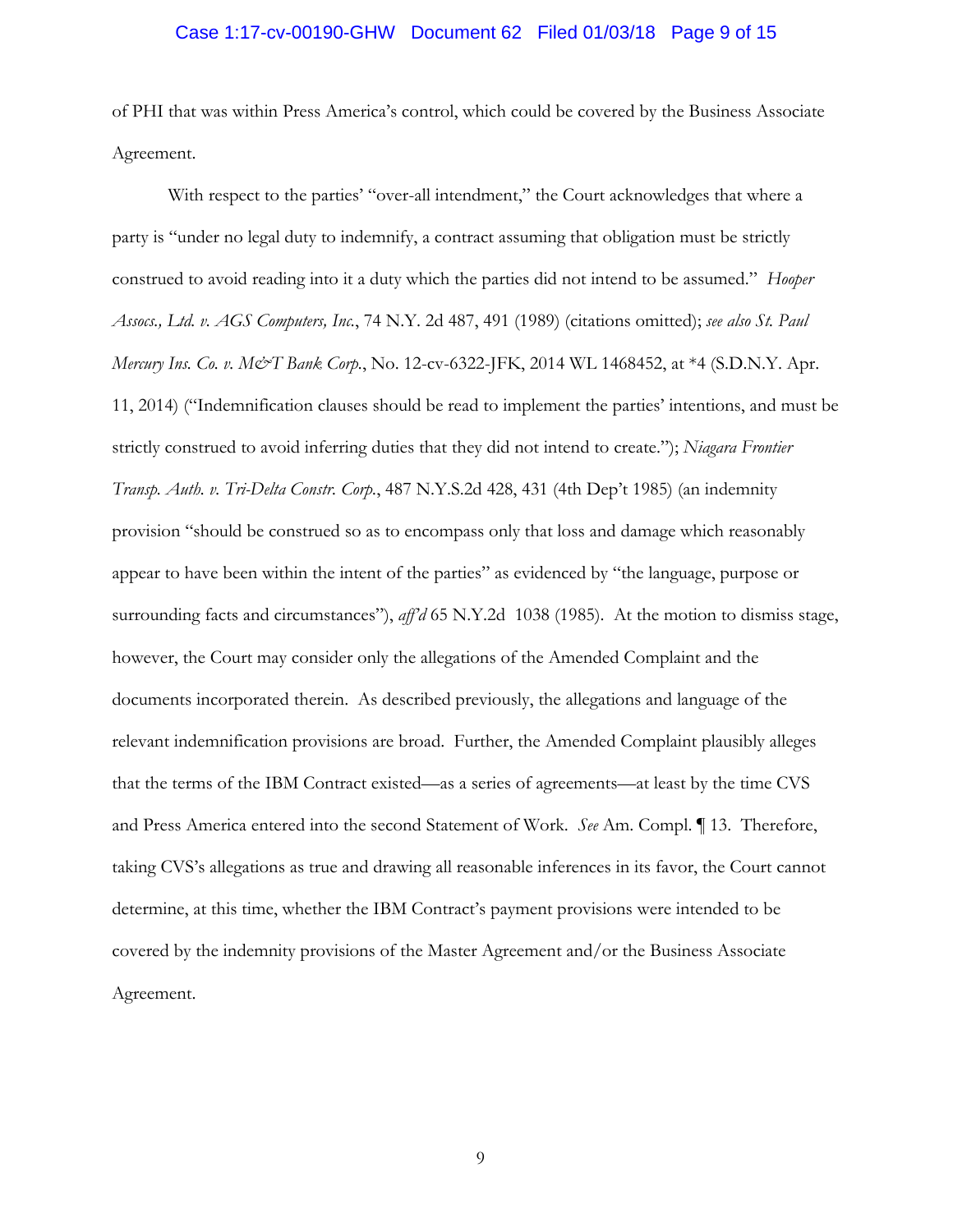of PHI that was within Press America's control, which could be covered by the Business Associate Agreement.

With respect to the parties' "over-all intendment," the Court acknowledges that where a party is "under no legal duty to indemnify, a contract assuming that obligation must be strictly construed to avoid reading into it a duty which the parties did not intend to be assumed." *Hooper Assocs., Ltd. v. AGS Computers, Inc.*, 74 N.Y. 2d 487, 491 (1989) (citations omitted); *see also St. Paul Mercury Ins. Co. v. M&T Bank Corp.*, No. 12-cv-6322-JFK, 2014 WL 1468452, at *4 (S.D.N.Y. Apr. 11, 2014) ("Indemnification clauses should be read to implement the parties' intentions, and must be strictly construed to avoid inferring duties that they did not intend to create."); *Niagara Frontier Transp. Auth. v. Tri-Delta Constr. Corp.*, 487 N.Y.S.2d 428, 431 (4th Dep't 1985) (an indemnity provision "should be construed so as to encompass only that loss and damage which reasonably appear to have been within the intent of the parties" as evidenced by "the language, purpose or surrounding facts and circumstances"), *aff'd* 65 N.Y.2d 1038 (1985). At the motion to dismiss stage, however, the Court may consider only the allegations of the Amended Complaint and the documents incorporated therein. As described previously, the allegations and language of the relevant indemnification provisions are broad. Further, the Amended Complaint plausibly alleges that the terms of the IBM Contract existed—as a series of agreements—at least by the time CVS and Press America entered into the second Statement of Work. *See* Am. Compl. ¶ 13. Therefore, taking CVS's allegations as true and drawing all reasonable inferences in its favor, the Court cannot determine, at this time, whether the IBM Contract's payment provisions were intended to be covered by the indemnity provisions of the Master Agreement and/or the Business Associate Agreement.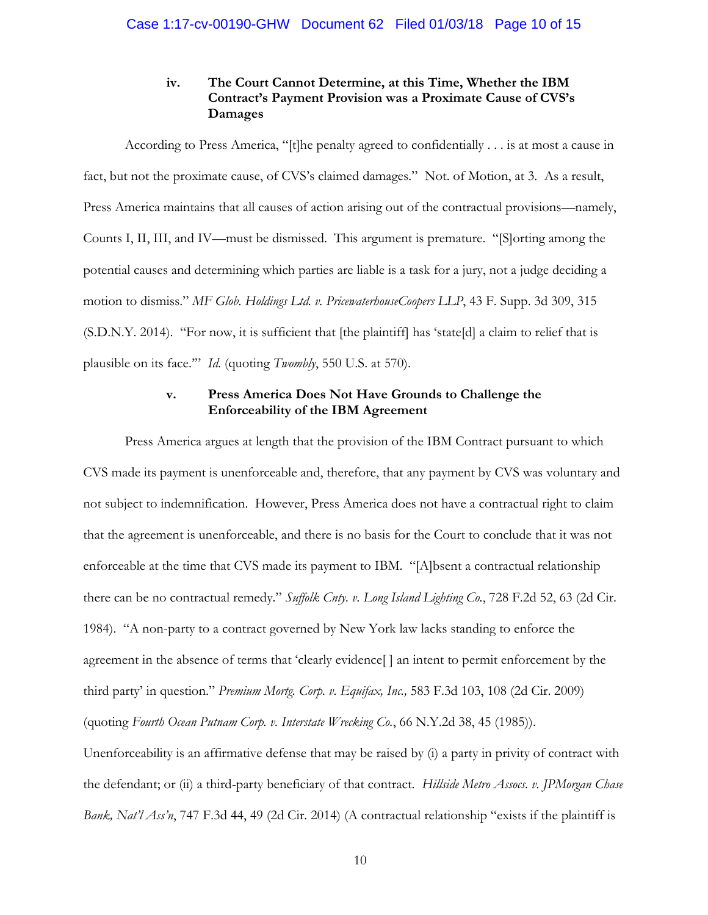### iv. The Court Cannot Determine, at this Time, Whether the IBM Contract's Payment Provision was a Proximate Cause of CVS's Damages

According to Press America, "[t]he penalty agreed to confidentially . . . is at most a cause in fact, but not the proximate cause, of CVS's claimed damages." Not. of Motion, at 3. As a result, Press America maintains that all causes of action arising out of the contractual provisions—namely, Counts I, II, III, and IV—must be dismissed. This argument is premature. "[S]orting among the potential causes and determining which parties are liable is a task for a jury, not a judge deciding a motion to dismiss." *MF Glob. Holdings Ltd. v. PricewaterhouseCoopers LLP*, 43 F. Supp. 3d 309, 315 (S.D.N.Y. 2014). "For now, it is sufficient that [the plaintiff] has 'state[d] a claim to relief that is plausible on its face.'" *Id.* (quoting *Twombly*, 550 U.S. at 570).

### v. Press America Does Not Have Grounds to Challenge the Enforceability of the IBM Agreement

Press America argues at length that the provision of the IBM Contract pursuant to which CVS made its payment is unenforceable and, therefore, that any payment by CVS was voluntary and not subject to indemnification. However, Press America does not have a contractual right to claim that the agreement is unenforceable, and there is no basis for the Court to conclude that it was not enforceable at the time that CVS made its payment to IBM. "[A]bsent a contractual relationship there can be no contractual remedy." *Suffolk Cnty. v. Long Island Lighting Co.*, 728 F.2d 52, 63 (2d Cir. 1984). "A non-party to a contract governed by New York law lacks standing to enforce the agreement in the absence of terms that 'clearly evidence[ ] an intent to permit enforcement by the third party' in question." *Premium Mortg. Corp. v. Equifax, Inc.,* 583 F.3d 103, 108 (2d Cir. 2009) (quoting *Fourth Ocean Putnam Corp. v. Interstate Wrecking Co.*, 66 N.Y.2d 38, 45 (1985)). Unenforceability is an affirmative defense that may be raised by (i) a party in privity of contract with the defendant; or (ii) a third-party beneficiary of that contract. *Hillside Metro Assocs. v. JPMorgan Chase Bank, Nat'l Ass'n*, 747 F.3d 44, 49 (2d Cir. 2014) (A contractual relationship "exists if the plaintiff is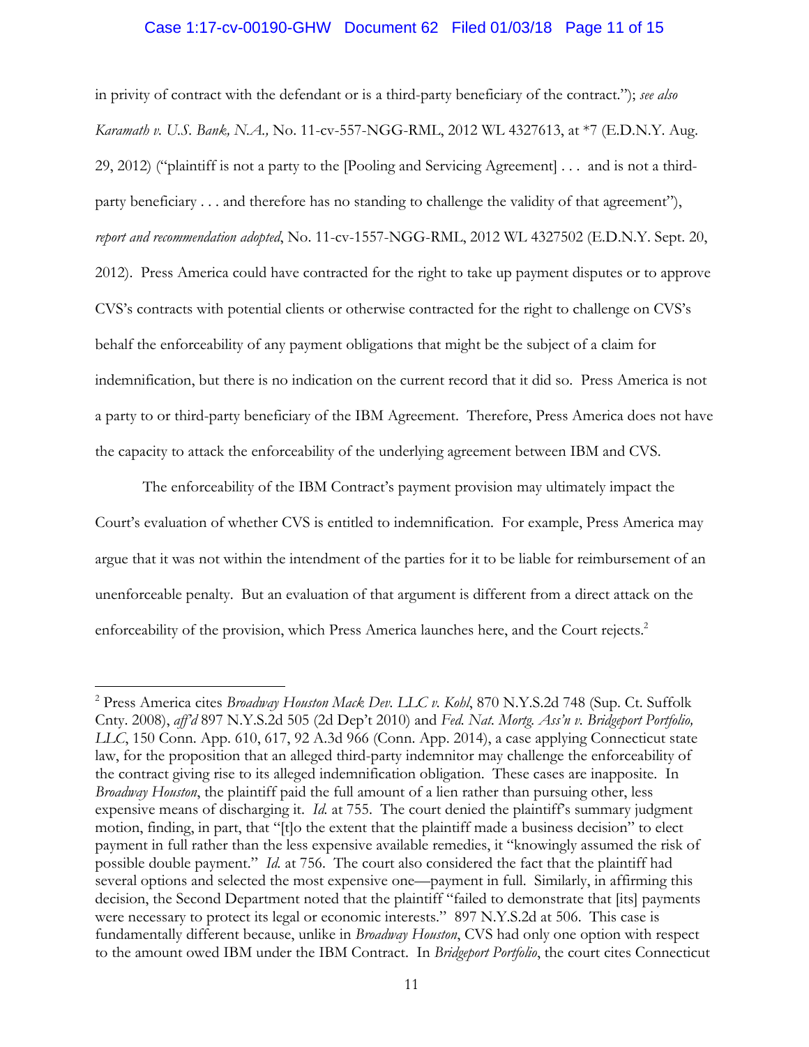in privity of contract with the defendant or is a third-party beneficiary of the contract."); *see also Karamath v. U.S. Bank, N.A.,* No. 11-cv-557-NGG-RML, 2012 WL 4327613, at *7 (E.D.N.Y. Aug. 29, 2012) ("plaintiff is not a party to the [Pooling and Servicing Agreement] . . . and is not a third-party beneficiary . . . and therefore has no standing to challenge the validity of that agreement"), *report and recommendation adopted*, No. 11-cv-1557-NGG-RML, 2012 WL 4327502 (E.D.N.Y. Sept. 20, 2012). Press America could have contracted for the right to take up payment disputes or to approve CVS's contracts with potential clients or otherwise contracted for the right to challenge on CVS's behalf the enforceability of any payment obligations that might be the subject of a claim for indemnification, but there is no indication on the current record that it did so. Press America is not a party to or third-party beneficiary of the IBM Agreement. Therefore, Press America does not have the capacity to attack the enforceability of the underlying agreement between IBM and CVS.

The enforceability of the IBM Contract's payment provision may ultimately impact the Court's evaluation of whether CVS is entitled to indemnification. For example, Press America may argue that it was not within the intendment of the parties for it to be liable for reimbursement of an unenforceable penalty. But an evaluation of that argument is different from a direct attack on the enforceability of the provision, which Press America launches here, and the Court rejects.[2]

---

[2] Press America cites *Broadway Houston Mack Dev. LLC v. Kohl*, 870 N.Y.S.2d 748 (Sup. Ct. Suffolk Cnty. 2008), *aff'd* 897 N.Y.S.2d 505 (2d Dep't 2010) and *Fed. Nat. Mortg. Ass'n v. Bridgeport Portfolio, LLC*, 150 Conn. App. 610, 617, 92 A.3d 966 (Conn. App. 2014), a case applying Connecticut state law, for the proposition that an alleged third-party indemnitor may challenge the enforceability of the contract giving rise to its alleged indemnification obligation. These cases are inapposite. In *Broadway Houston*, the plaintiff paid the full amount of a lien rather than pursuing other, less expensive means of discharging it. *Id.* at 755. The court denied the plaintiff's summary judgment motion, finding, in part, that "[t]o the extent that the plaintiff made a business decision" to elect payment in full rather than the less expensive available remedies, it "knowingly assumed the risk of possible double payment." *Id.* at 756. The court also considered the fact that the plaintiff had several options and selected the most expensive one—payment in full. Similarly, in affirming this decision, the Second Department noted that the plaintiff "failed to demonstrate that [its] payments were necessary to protect its legal or economic interests." 897 N.Y.S.2d at 506. This case is fundamentally different because, unlike in *Broadway Houston*, CVS had only one option with respect to the amount owed IBM under the IBM Contract. In *Bridgeport Portfolio*, the court cites Connecticut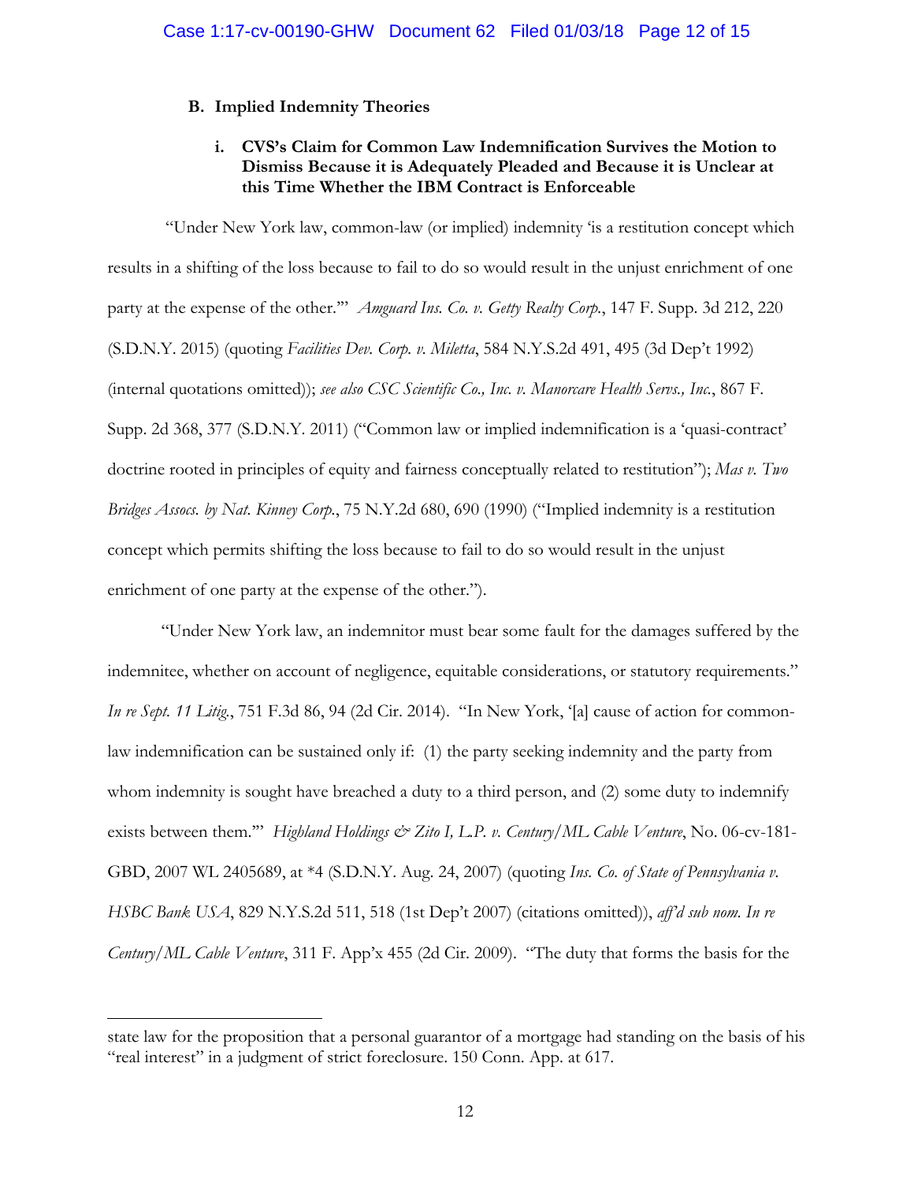**B. Implied Indemnity Theories**

**i. CVS's Claim for Common Law Indemnification Survives the Motion to Dismiss Because it is Adequately Pleaded and Because it is Unclear at this Time Whether the IBM Contract is Enforceable**

"Under New York law, common-law (or implied) indemnity 'is a restitution concept which results in a shifting of the loss because to fail to do so would result in the unjust enrichment of one party at the expense of the other.'" *Amguard Ins. Co. v. Getty Realty Corp.*, 147 F. Supp. 3d 212, 220 (S.D.N.Y. 2015) (quoting *Facilities Dev. Corp. v. Miletta*, 584 N.Y.S.2d 491, 495 (3d Dep't 1992) (internal quotations omitted)); *see also CSC Scientific Co., Inc. v. Manorcare Health Servs., Inc.*, 867 F. Supp. 2d 368, 377 (S.D.N.Y. 2011) ("Common law or implied indemnification is a 'quasi-contract' doctrine rooted in principles of equity and fairness conceptually related to restitution"); *Mas v. Two Bridges Assocs. by Nat. Kinney Corp.*, 75 N.Y.2d 680, 690 (1990) ("Implied indemnity is a restitution concept which permits shifting the loss because to fail to do so would result in the unjust enrichment of one party at the expense of the other.").

"Under New York law, an indemnitor must bear some fault for the damages suffered by the indemnitee, whether on account of negligence, equitable considerations, or statutory requirements." *In re Sept. 11 Litig.*, 751 F.3d 86, 94 (2d Cir. 2014). "In New York, '[a] cause of action for common-law indemnification can be sustained only if: (1) the party seeking indemnity and the party from whom indemnity is sought have breached a duty to a third person, and (2) some duty to indemnify exists between them.'" *Highland Holdings & Zito I, L.P. v. Century/ML Cable Venture*, No. 06-cv-181-GBD, 2007 WL 2405689, at *4 (S.D.N.Y. Aug. 24, 2007) (quoting *Ins. Co. of State of Pennsylvania v. HSBC Bank USA*, 829 N.Y.S.2d 511, 518 (1st Dep't 2007) (citations omitted)), *aff'd sub nom. In re Century/ML Cable Venture*, 311 F. App'x 455 (2d Cir. 2009). "The duty that forms the basis for the

---

state law for the proposition that a personal guarantor of a mortgage had standing on the basis of his "real interest" in a judgment of strict foreclosure. 150 Conn. App. at 617.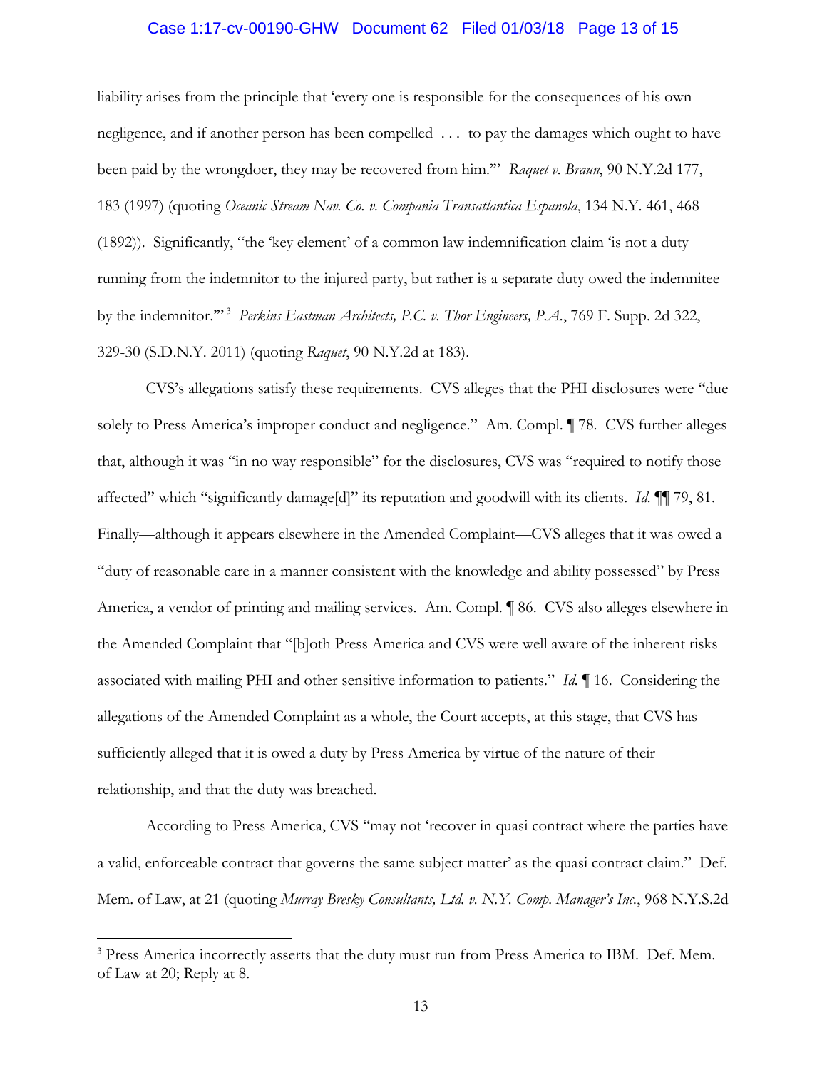liability arises from the principle that 'every one is responsible for the consequences of his own negligence, and if another person has been compelled . . . to pay the damages which ought to have been paid by the wrongdoer, they may be recovered from him.'" *Raquet v. Braun*, 90 N.Y.2d 177, 183 (1997) (quoting *Oceanic Stream Nav. Co. v. Compania Transatlantica Espanola*, 134 N.Y. 461, 468 (1892)). Significantly, "the 'key element' of a common law indemnification claim 'is not a duty running from the indemnitor to the injured party, but rather is a separate duty owed the indemnitee by the indemnitor.'"[3] *Perkins Eastman Architects, P.C. v. Thor Engineers, P.A.*, 769 F. Supp. 2d 322, 329-30 (S.D.N.Y. 2011) (quoting *Raquet*, 90 N.Y.2d at 183).

CVS's allegations satisfy these requirements. CVS alleges that the PHI disclosures were "due solely to Press America's improper conduct and negligence." Am. Compl. ¶ 78. CVS further alleges that, although it was "in no way responsible" for the disclosures, CVS was "required to notify those affected" which "significantly damage[d]" its reputation and goodwill with its clients. *Id.* ¶¶ 79, 81. Finally—although it appears elsewhere in the Amended Complaint—CVS alleges that it was owed a "duty of reasonable care in a manner consistent with the knowledge and ability possessed" by Press America, a vendor of printing and mailing services. Am. Compl. ¶ 86. CVS also alleges elsewhere in the Amended Complaint that "[b]oth Press America and CVS were well aware of the inherent risks associated with mailing PHI and other sensitive information to patients." *Id.* ¶ 16. Considering the allegations of the Amended Complaint as a whole, the Court accepts, at this stage, that CVS has sufficiently alleged that it is owed a duty by Press America by virtue of the nature of their relationship, and that the duty was breached.

According to Press America, CVS "may not 'recover in quasi contract where the parties have a valid, enforceable contract that governs the same subject matter' as the quasi contract claim." Def. Mem. of Law, at 21 (quoting *Murray Bresky Consultants, Ltd. v. N.Y. Comp. Manager's Inc.*, 968 N.Y.S.2d

---

[3] Press America incorrectly asserts that the duty must run from Press America to IBM. Def. Mem. of Law at 20; Reply at 8.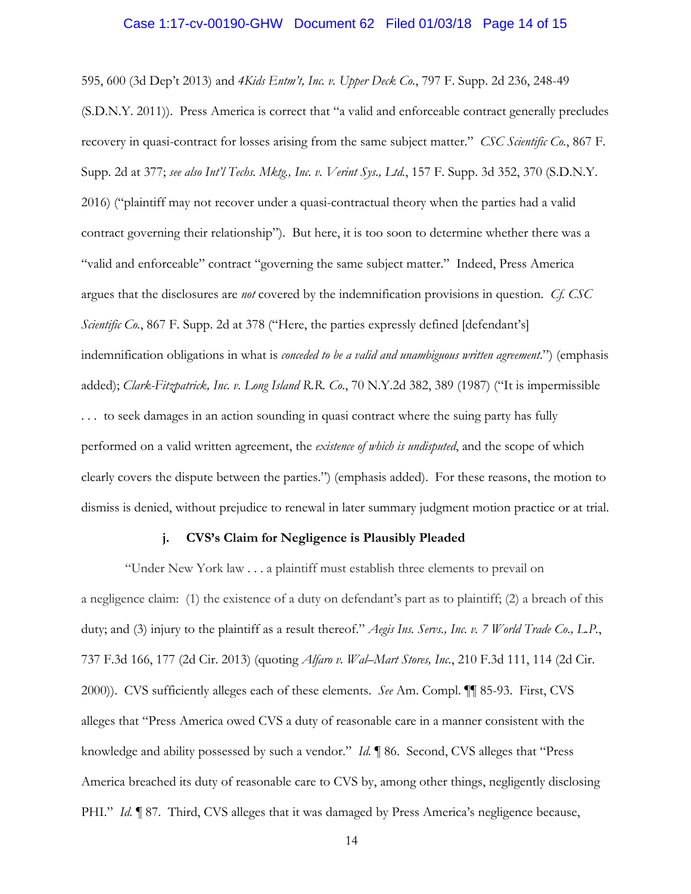595, 600 (3d Dep't 2013) and *4Kids Entm't, Inc. v. Upper Deck Co.*, 797 F. Supp. 2d 236, 248-49 (S.D.N.Y. 2011)). Press America is correct that "a valid and enforceable contract generally precludes recovery in quasi-contract for losses arising from the same subject matter." *CSC Scientific Co.*, 867 F. Supp. 2d at 377; *see also Int'l Techs. Mktg., Inc. v. Verint Sys., Ltd.*, 157 F. Supp. 3d 352, 370 (S.D.N.Y. 2016) ("plaintiff may not recover under a quasi-contractual theory when the parties had a valid contract governing their relationship"). But here, it is too soon to determine whether there was a "valid and enforceable" contract "governing the same subject matter." Indeed, Press America argues that the disclosures are *not* covered by the indemnification provisions in question. *Cf. CSC Scientific Co.*, 867 F. Supp. 2d at 378 ("Here, the parties expressly defined [defendant's] indemnification obligations in what is *conceded to be a valid and unambiguous written agreement*.") (emphasis added); *Clark-Fitzpatrick, Inc. v. Long Island R.R. Co.*, 70 N.Y.2d 382, 389 (1987) ("It is impermissible . . . to seek damages in an action sounding in quasi contract where the suing party has fully performed on a valid written agreement, the *existence of which is undisputed*, and the scope of which clearly covers the dispute between the parties.") (emphasis added). For these reasons, the motion to dismiss is denied, without prejudice to renewal in later summary judgment motion practice or at trial.

#### j. CVS's Claim for Negligence is Plausibly Pleaded

"Under New York law . . . a plaintiff must establish three elements to prevail on a negligence claim: (1) the existence of a duty on defendant's part as to plaintiff; (2) a breach of this duty; and (3) injury to the plaintiff as a result thereof." *Aegis Ins. Servs., Inc. v. 7 World Trade Co., L.P.*, 737 F.3d 166, 177 (2d Cir. 2013) (quoting *Alfaro v. Wal–Mart Stores, Inc.*, 210 F.3d 111, 114 (2d Cir. 2000)). CVS sufficiently alleges each of these elements. *See* Am. Compl. ¶¶ 85-93. First, CVS alleges that "Press America owed CVS a duty of reasonable care in a manner consistent with the knowledge and ability possessed by such a vendor." *Id.* ¶ 86. Second, CVS alleges that "Press America breached its duty of reasonable care to CVS by, among other things, negligently disclosing PHI." *Id.* ¶ 87. Third, CVS alleges that it was damaged by Press America's negligence because,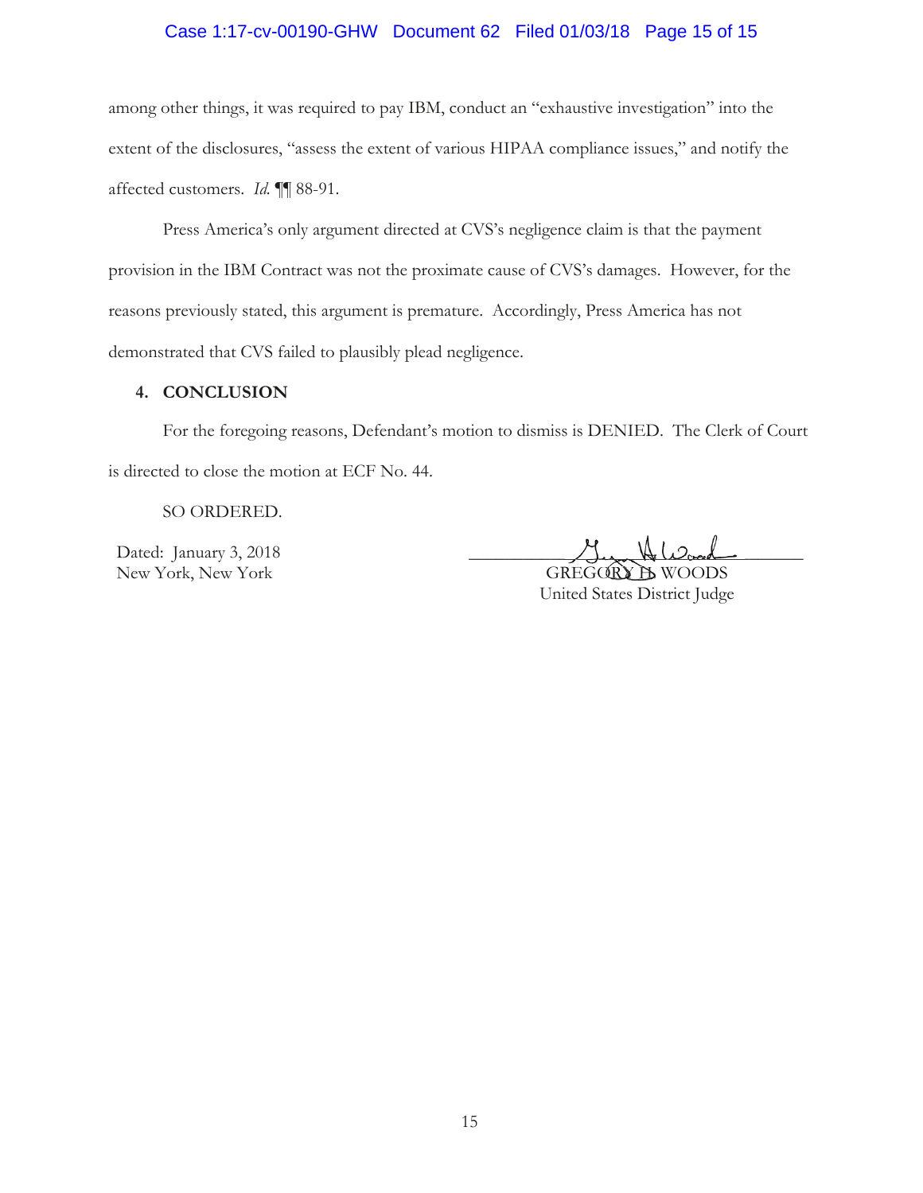among other things, it was required to pay IBM, conduct an "exhaustive investigation" into the extent of the disclosures, "assess the extent of various HIPAA compliance issues," and notify the affected customers. *Id.* ¶¶ 88-91.

Press America's only argument directed at CVS's negligence claim is that the payment provision in the IBM Contract was not the proximate cause of CVS's damages. However, for the reasons previously stated, this argument is premature. Accordingly, Press America has not demonstrated that CVS failed to plausibly plead negligence.

### 4. CONCLUSION

For the foregoing reasons, Defendant's motion to dismiss is DENIED. The Clerk of Court is directed to close the motion at ECF No. 44.

SO ORDERED.

Dated: January 3, 2018
New York, New York

GREGORY H. WOODS
United States District Judge